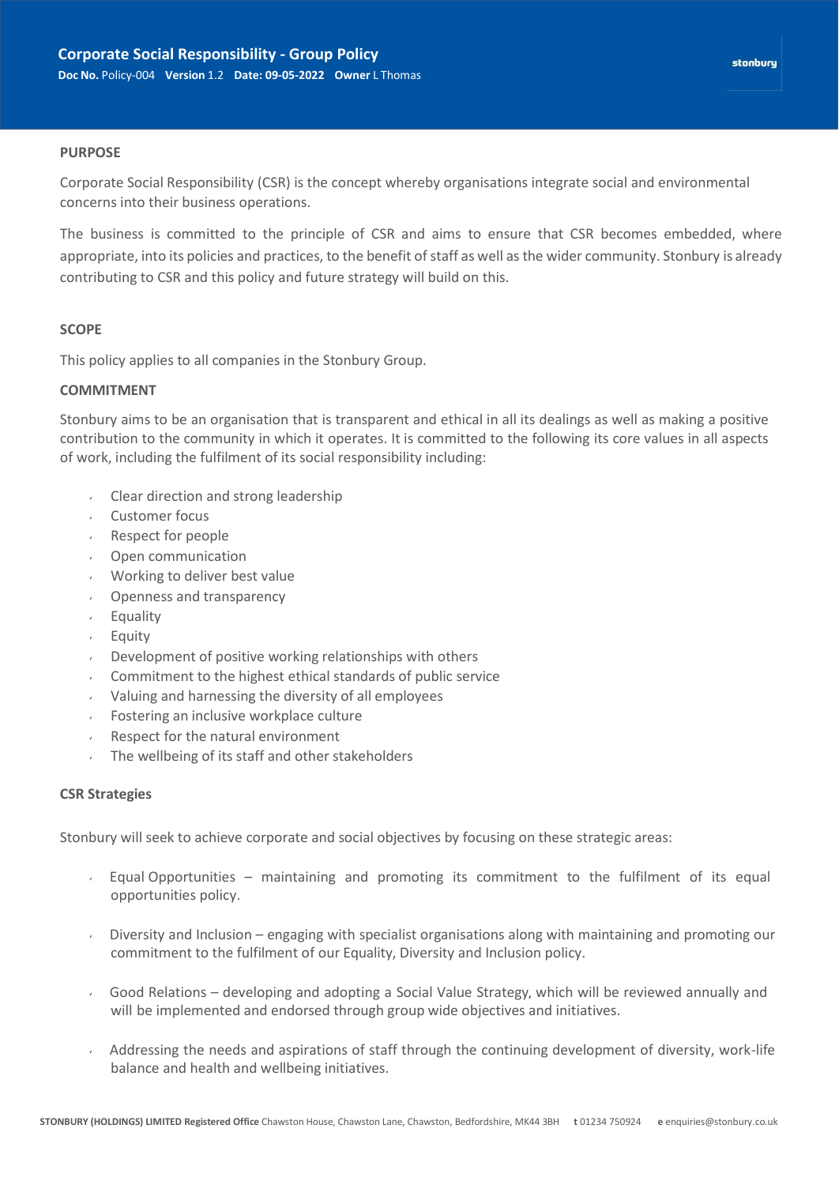# Corporate Social Responsibility - Group Policy

**Doc No.** Policy-004 **Version** 1.2 **Date: 09-05-2022** **Owner** L Thomas

## PURPOSE

Corporate Social Responsibility (CSR) is the concept whereby organisations integrate social and environmental concerns into their business operations.

The business is committed to the principle of CSR and aims to ensure that CSR becomes embedded, where appropriate, into its policies and practices, to the benefit of staff as well as the wider community. Stonbury is already contributing to CSR and this policy and future strategy will build on this.

## SCOPE

This policy applies to all companies in the Stonbury Group.

## COMMITMENT

Stonbury aims to be an organisation that is transparent and ethical in all its dealings as well as making a positive contribution to the community in which it operates. It is committed to the following its core values in all aspects of work, including the fulfilment of its social responsibility including:

- Clear direction and strong leadership
- Customer focus
- Respect for people
- Open communication
- Working to deliver best value
- Openness and transparency
- Equality
- Equity
- Development of positive working relationships with others
- Commitment to the highest ethical standards of public service
- Valuing and harnessing the diversity of all employees
- Fostering an inclusive workplace culture
- Respect for the natural environment
- The wellbeing of its staff and other stakeholders

## CSR Strategies

Stonbury will seek to achieve corporate and social objectives by focusing on these strategic areas:

- Equal Opportunities – maintaining and promoting its commitment to the fulfilment of its equal opportunities policy.
- Diversity and Inclusion – engaging with specialist organisations along with maintaining and promoting our commitment to the fulfilment of our Equality, Diversity and Inclusion policy.
- Good Relations – developing and adopting a Social Value Strategy, which will be reviewed annually and will be implemented and endorsed through group wide objectives and initiatives.
- Addressing the needs and aspirations of staff through the continuing development of diversity, work-life balance and health and wellbeing initiatives.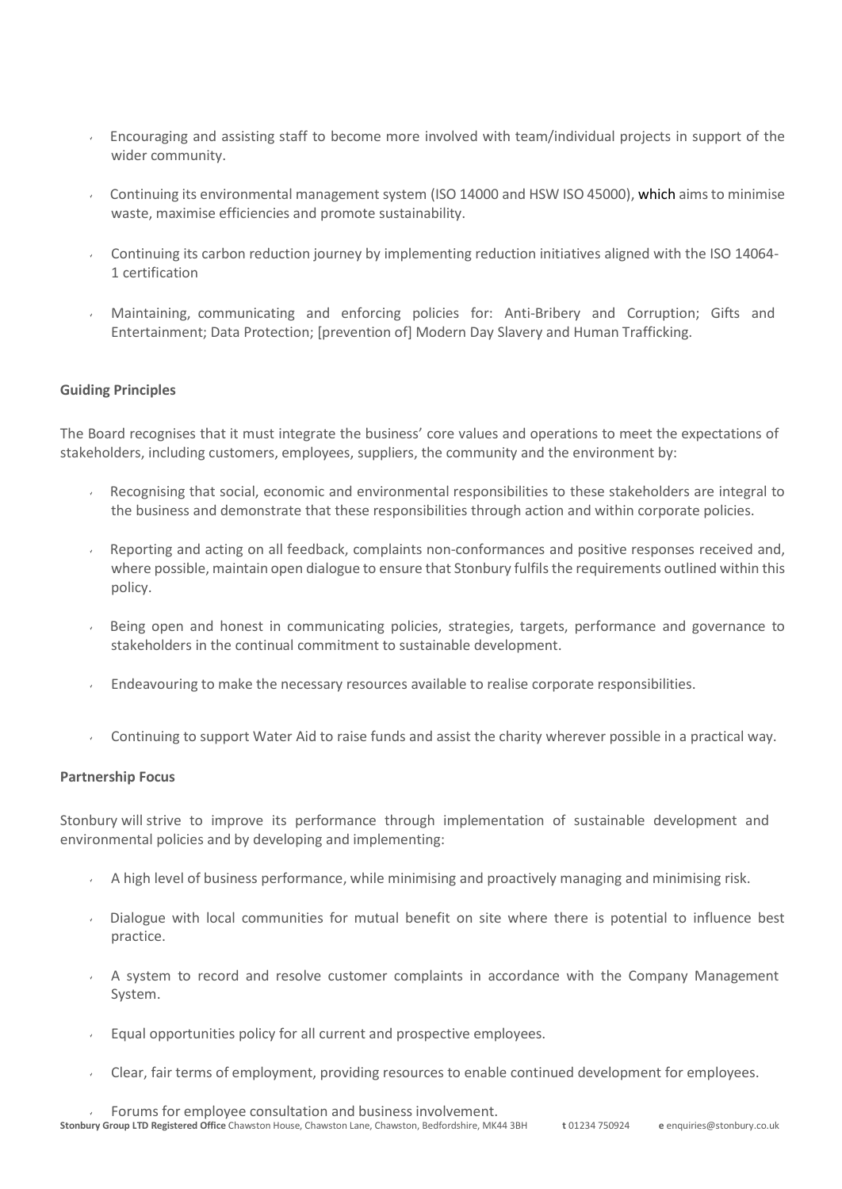- Encouraging and assisting staff to become more involved with team/individual projects in support of the wider community.
- Continuing its environmental management system (ISO 14000 and HSW ISO 45000), which aims to minimise waste, maximise efficiencies and promote sustainability.
- Continuing its carbon reduction journey by implementing reduction initiatives aligned with the ISO 14064-1 certification
- Maintaining, communicating and enforcing policies for: Anti-Bribery and Corruption; Gifts and Entertainment; Data Protection; [prevention of] Modern Day Slavery and Human Trafficking.

**Guiding Principles**

The Board recognises that it must integrate the business' core values and operations to meet the expectations of stakeholders, including customers, employees, suppliers, the community and the environment by:

- Recognising that social, economic and environmental responsibilities to these stakeholders are integral to the business and demonstrate that these responsibilities through action and within corporate policies.
- Reporting and acting on all feedback, complaints non-conformances and positive responses received and, where possible, maintain open dialogue to ensure that Stonbury fulfils the requirements outlined within this policy.
- Being open and honest in communicating policies, strategies, targets, performance and governance to stakeholders in the continual commitment to sustainable development.
- Endeavouring to make the necessary resources available to realise corporate responsibilities.
- Continuing to support Water Aid to raise funds and assist the charity wherever possible in a practical way.

**Partnership Focus**

Stonbury will strive to improve its performance through implementation of sustainable development and environmental policies and by developing and implementing:

- A high level of business performance, while minimising and proactively managing and minimising risk.
- Dialogue with local communities for mutual benefit on site where there is potential to influence best practice.
- A system to record and resolve customer complaints in accordance with the Company Management System.
- Equal opportunities policy for all current and prospective employees.
- Clear, fair terms of employment, providing resources to enable continued development for employees.
- Forums for employee consultation and business involvement.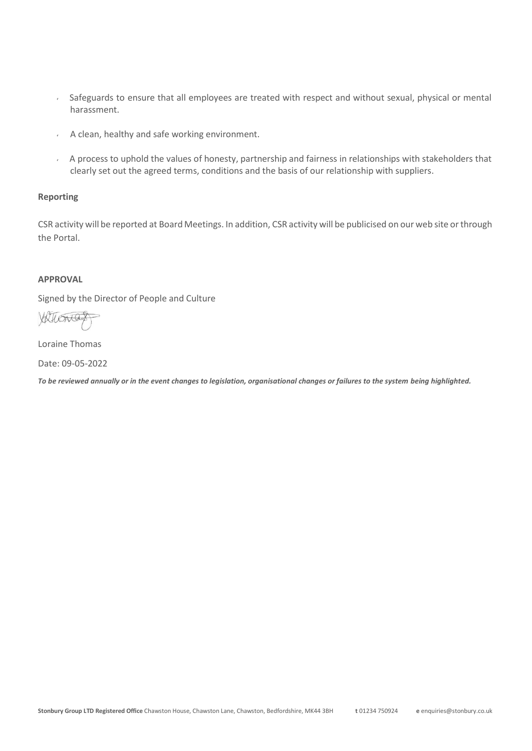- Safeguards to ensure that all employees are treated with respect and without sexual, physical or mental harassment.
- A clean, healthy and safe working environment.
- A process to uphold the values of honesty, partnership and fairness in relationships with stakeholders that clearly set out the agreed terms, conditions and the basis of our relationship with suppliers.

**Reporting**

CSR activity will be reported at Board Meetings. In addition, CSR activity will be publicised on our web site or through the Portal.

**APPROVAL**

Signed by the Director of People and Culture

Loraine Thomas

Date: 09-05-2022

***To be reviewed annually or in the event changes to legislation, organisational changes or failures to the system being highlighted.***